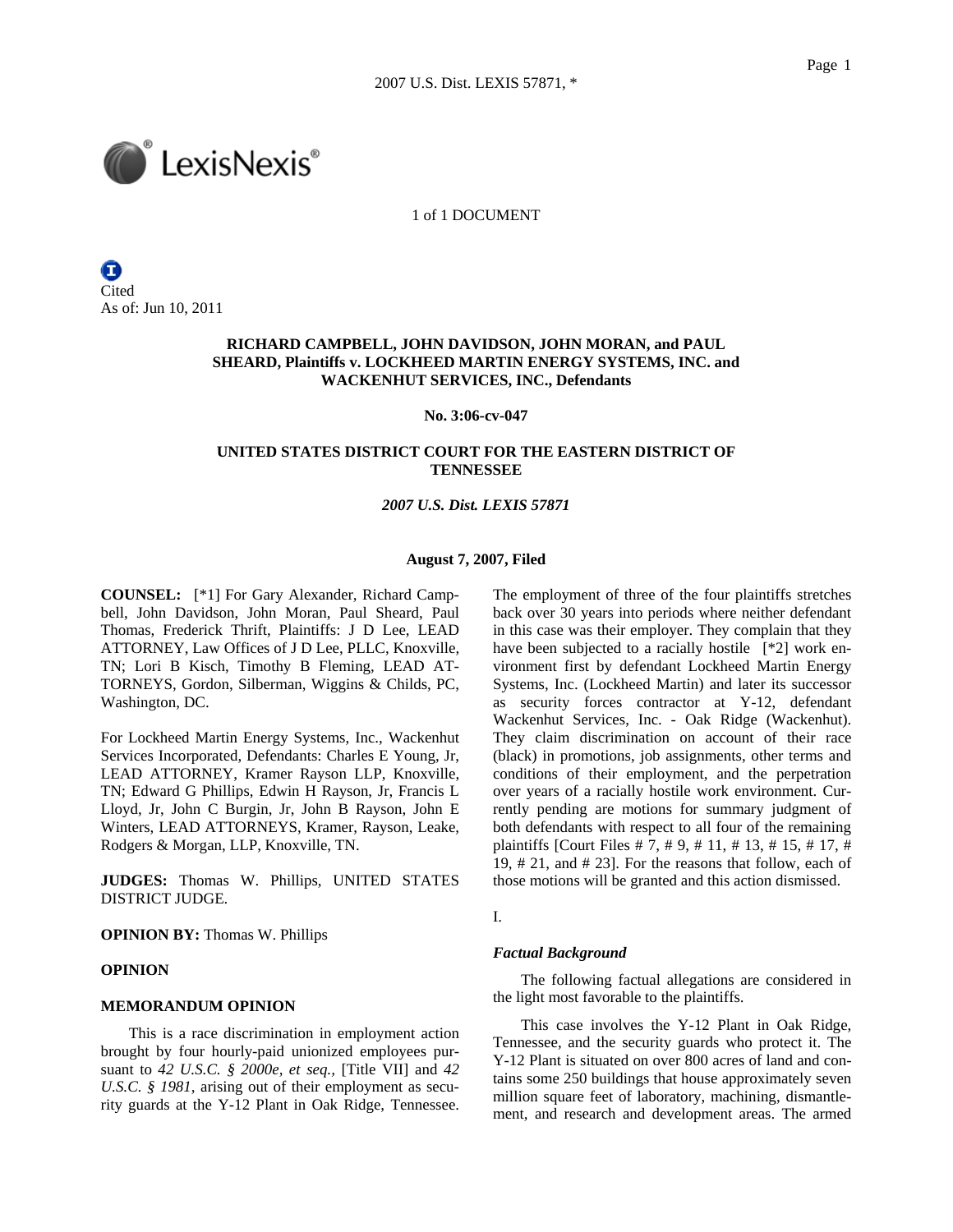1 of 1 DOCUMENT

Cited
As of: Jun 10, 2011

**RICHARD CAMPBELL, JOHN DAVIDSON, JOHN MORAN, and PAUL SHEARD, Plaintiffs v. LOCKHEED MARTIN ENERGY SYSTEMS, INC. and WACKENHUT SERVICES, INC., Defendants**

**No. 3:06-cv-047**

**UNITED STATES DISTRICT COURT FOR THE EASTERN DISTRICT OF TENNESSEE**

***2007 U.S. Dist. LEXIS 57871***

**August 7, 2007, Filed**

**COUNSEL:** [*1] For Gary Alexander, Richard Campbell, John Davidson, John Moran, Paul Sheard, Paul Thomas, Frederick Thrift, Plaintiffs: J D Lee, LEAD ATTORNEY, Law Offices of J D Lee, PLLC, Knoxville, TN; Lori B Kisch, Timothy B Fleming, LEAD ATTORNEYS, Gordon, Silberman, Wiggins & Childs, PC, Washington, DC.

For Lockheed Martin Energy Systems, Inc., Wackenhut Services Incorporated, Defendants: Charles E Young, Jr, LEAD ATTORNEY, Kramer Rayson LLP, Knoxville, TN; Edward G Phillips, Edwin H Rayson, Jr, Francis L Lloyd, Jr, John C Burgin, Jr, John B Rayson, John E Winters, LEAD ATTORNEYS, Kramer, Rayson, Leake, Rodgers & Morgan, LLP, Knoxville, TN.

**JUDGES:** Thomas W. Phillips, UNITED STATES DISTRICT JUDGE.

**OPINION BY:** Thomas W. Phillips

**OPINION**

**MEMORANDUM OPINION**

This is a race discrimination in employment action brought by four hourly-paid unionized employees pursuant to *42 U.S.C. § 2000e, et seq.,* [Title VII] and *42 U.S.C. § 1981*, arising out of their employment as security guards at the Y-12 Plant in Oak Ridge, Tennessee. The employment of three of the four plaintiffs stretches back over 30 years into periods where neither defendant in this case was their employer. They complain that they have been subjected to a racially hostile [*2] work environment first by defendant Lockheed Martin Energy Systems, Inc. (Lockheed Martin) and later its successor as security forces contractor at Y-12, defendant Wackenhut Services, Inc. - Oak Ridge (Wackenhut). They claim discrimination on account of their race (black) in promotions, job assignments, other terms and conditions of their employment, and the perpetration over years of a racially hostile work environment. Currently pending are motions for summary judgment of both defendants with respect to all four of the remaining plaintiffs [Court Files # 7, # 9, # 11, # 13, # 15, # 17, # 19, # 21, and # 23]. For the reasons that follow, each of those motions will be granted and this action dismissed.

I.

***Factual Background***

The following factual allegations are considered in the light most favorable to the plaintiffs.

This case involves the Y-12 Plant in Oak Ridge, Tennessee, and the security guards who protect it. The Y-12 Plant is situated on over 800 acres of land and contains some 250 buildings that house approximately seven million square feet of laboratory, machining, dismantlement, and research and development areas. The armed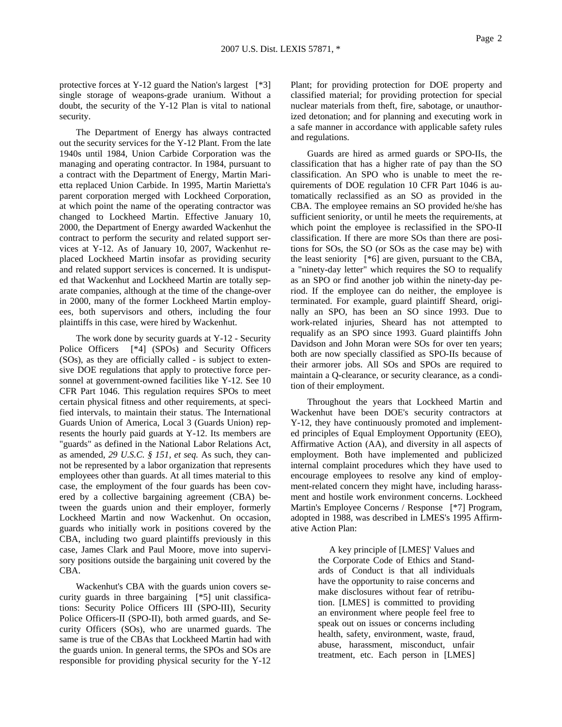protective forces at Y-12 guard the Nation's largest [*3] single storage of weapons-grade uranium. Without a doubt, the security of the Y-12 Plan is vital to national security.

The Department of Energy has always contracted out the security services for the Y-12 Plant. From the late 1940s until 1984, Union Carbide Corporation was the managing and operating contractor. In 1984, pursuant to a contract with the Department of Energy, Martin Marietta replaced Union Carbide. In 1995, Martin Marietta's parent corporation merged with Lockheed Corporation, at which point the name of the operating contractor was changed to Lockheed Martin. Effective January 10, 2000, the Department of Energy awarded Wackenhut the contract to perform the security and related support services at Y-12. As of January 10, 2007, Wackenhut replaced Lockheed Martin insofar as providing security and related support services is concerned. It is undisputed that Wackenhut and Lockheed Martin are totally separate companies, although at the time of the change-over in 2000, many of the former Lockheed Martin employees, both supervisors and others, including the four plaintiffs in this case, were hired by Wackenhut.

The work done by security guards at Y-12 - Security Police Officers [*4] (SPOs) and Security Officers (SOs), as they are officially called - is subject to extensive DOE regulations that apply to protective force personnel at government-owned facilities like Y-12. See 10 CFR Part 1046. This regulation requires SPOs to meet certain physical fitness and other requirements, at specified intervals, to maintain their status. The International Guards Union of America, Local 3 (Guards Union) represents the hourly paid guards at Y-12. Its members are "guards" as defined in the National Labor Relations Act, as amended, *29 U.S.C. § 151, et seq.* As such, they cannot be represented by a labor organization that represents employees other than guards. At all times material to this case, the employment of the four guards has been covered by a collective bargaining agreement (CBA) between the guards union and their employer, formerly Lockheed Martin and now Wackenhut. On occasion, guards who initially work in positions covered by the CBA, including two guard plaintiffs previously in this case, James Clark and Paul Moore, move into supervisory positions outside the bargaining unit covered by the CBA.

Wackenhut's CBA with the guards union covers security guards in three bargaining [*5] unit classifications: Security Police Officers III (SPO-III), Security Police Officers-II (SPO-II), both armed guards, and Security Officers (SOs), who are unarmed guards. The same is true of the CBAs that Lockheed Martin had with the guards union. In general terms, the SPOs and SOs are responsible for providing physical security for the Y-12 Plant; for providing protection for DOE property and classified material; for providing protection for special nuclear materials from theft, fire, sabotage, or unauthorized detonation; and for planning and executing work in a safe manner in accordance with applicable safety rules and regulations.

Guards are hired as armed guards or SPO-IIs, the classification that has a higher rate of pay than the SO classification. An SPO who is unable to meet the requirements of DOE regulation 10 CFR Part 1046 is automatically reclassified as an SO as provided in the CBA. The employee remains an SO provided he/she has sufficient seniority, or until he meets the requirements, at which point the employee is reclassified in the SPO-II classification. If there are more SOs than there are positions for SOs, the SO (or SOs as the case may be) with the least seniority [*6] are given, pursuant to the CBA, a "ninety-day letter" which requires the SO to requalify as an SPO or find another job within the ninety-day period. If the employee can do neither, the employee is terminated. For example, guard plaintiff Sheard, originally an SPO, has been an SO since 1993. Due to work-related injuries, Sheard has not attempted to requalify as an SPO since 1993. Guard plaintiffs John Davidson and John Moran were SOs for over ten years; both are now specially classified as SPO-IIs because of their armorer jobs. All SOs and SPOs are required to maintain a Q-clearance, or security clearance, as a condition of their employment.

Throughout the years that Lockheed Martin and Wackenhut have been DOE's security contractors at Y-12, they have continuously promoted and implemented principles of Equal Employment Opportunity (EEO), Affirmative Action (AA), and diversity in all aspects of employment. Both have implemented and publicized internal complaint procedures which they have used to encourage employees to resolve any kind of employment-related concern they might have, including harassment and hostile work environment concerns. Lockheed Martin's Employee Concerns / Response [*7] Program, adopted in 1988, was described in LMES's 1995 Affirmative Action Plan:

> A key principle of [LMES]' Values and the Corporate Code of Ethics and Standards of Conduct is that all individuals have the opportunity to raise concerns and make disclosures without fear of retribution. [LMES] is committed to providing an environment where people feel free to speak out on issues or concerns including health, safety, environment, waste, fraud, abuse, harassment, misconduct, unfair treatment, etc. Each person in [LMES]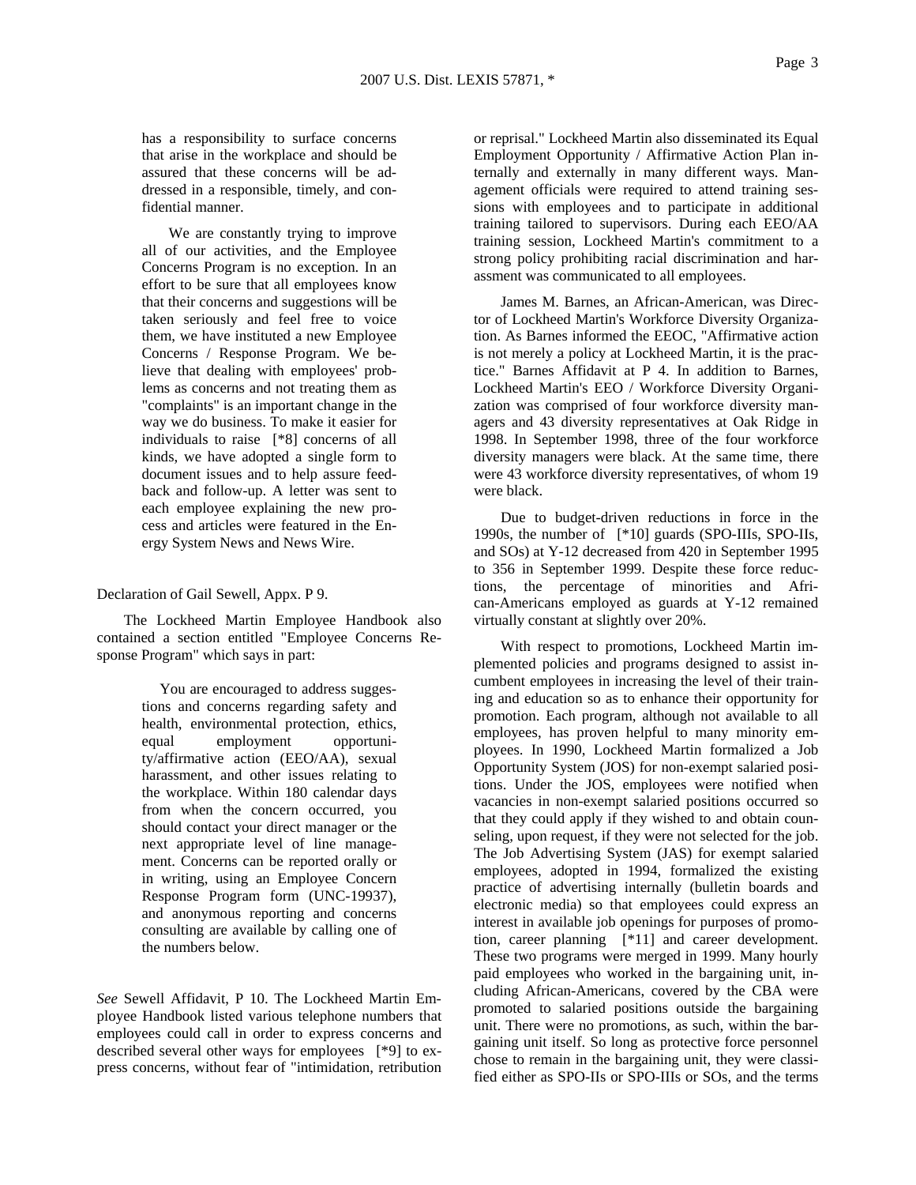> has a responsibility to surface concerns that arise in the workplace and should be assured that these concerns will be addressed in a responsible, timely, and confidential manner.
>
> We are constantly trying to improve all of our activities, and the Employee Concerns Program is no exception. In an effort to be sure that all employees know that their concerns and suggestions will be taken seriously and feel free to voice them, we have instituted a new Employee Concerns / Response Program. We believe that dealing with employees' problems as concerns and not treating them as "complaints" is an important change in the way we do business. To make it easier for individuals to raise [*8] concerns of all kinds, we have adopted a single form to document issues and to help assure feedback and follow-up. A letter was sent to each employee explaining the new process and articles were featured in the Energy System News and News Wire.

Declaration of Gail Sewell, Appx. P 9.

The Lockheed Martin Employee Handbook also contained a section entitled "Employee Concerns Response Program" which says in part:

> You are encouraged to address suggestions and concerns regarding safety and health, environmental protection, ethics, equal employment opportunity/affirmative action (EEO/AA), sexual harassment, and other issues relating to the workplace. Within 180 calendar days from when the concern occurred, you should contact your direct manager or the next appropriate level of line management. Concerns can be reported orally or in writing, using an Employee Concern Response Program form (UNC-19937), and anonymous reporting and concerns consulting are available by calling one of the numbers below.

*See* Sewell Affidavit, P 10. The Lockheed Martin Employee Handbook listed various telephone numbers that employees could call in order to express concerns and described several other ways for employees [*9] to express concerns, without fear of "intimidation, retribution or reprisal." Lockheed Martin also disseminated its Equal Employment Opportunity / Affirmative Action Plan internally and externally in many different ways. Management officials were required to attend training sessions with employees and to participate in additional training tailored to supervisors. During each EEO/AA training session, Lockheed Martin's commitment to a strong policy prohibiting racial discrimination and harassment was communicated to all employees.

James M. Barnes, an African-American, was Director of Lockheed Martin's Workforce Diversity Organization. As Barnes informed the EEOC, "Affirmative action is not merely a policy at Lockheed Martin, it is the practice." Barnes Affidavit at P 4. In addition to Barnes, Lockheed Martin's EEO / Workforce Diversity Organization was comprised of four workforce diversity managers and 43 diversity representatives at Oak Ridge in 1998. In September 1998, three of the four workforce diversity managers were black. At the same time, there were 43 workforce diversity representatives, of whom 19 were black.

Due to budget-driven reductions in force in the 1990s, the number of [*10] guards (SPO-IIIs, SPO-IIs, and SOs) at Y-12 decreased from 420 in September 1995 to 356 in September 1999. Despite these force reductions, the percentage of minorities and African-Americans employed as guards at Y-12 remained virtually constant at slightly over 20%.

With respect to promotions, Lockheed Martin implemented policies and programs designed to assist incumbent employees in increasing the level of their training and education so as to enhance their opportunity for promotion. Each program, although not available to all employees, has proven helpful to many minority employees. In 1990, Lockheed Martin formalized a Job Opportunity System (JOS) for non-exempt salaried positions. Under the JOS, employees were notified when vacancies in non-exempt salaried positions occurred so that they could apply if they wished to and obtain counseling, upon request, if they were not selected for the job. The Job Advertising System (JAS) for exempt salaried employees, adopted in 1994, formalized the existing practice of advertising internally (bulletin boards and electronic media) so that employees could express an interest in available job openings for purposes of promotion, career planning [*11] and career development. These two programs were merged in 1999. Many hourly paid employees who worked in the bargaining unit, including African-Americans, covered by the CBA were promoted to salaried positions outside the bargaining unit. There were no promotions, as such, within the bargaining unit itself. So long as protective force personnel chose to remain in the bargaining unit, they were classified either as SPO-IIs or SPO-IIIs or SOs, and the terms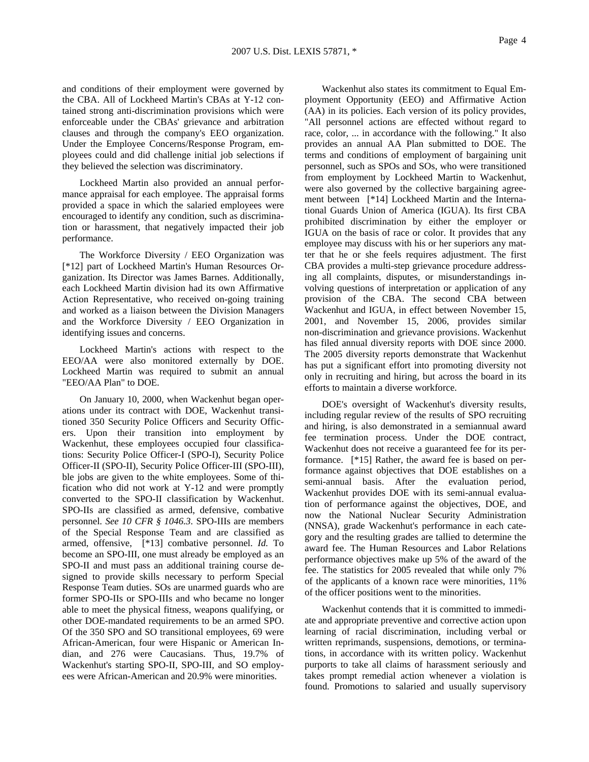and conditions of their employment were governed by the CBA. All of Lockheed Martin's CBAs at Y-12 contained strong anti-discrimination provisions which were enforceable under the CBAs' grievance and arbitration clauses and through the company's EEO organization. Under the Employee Concerns/Response Program, employees could and did challenge initial job selections if they believed the selection was discriminatory.

Lockheed Martin also provided an annual performance appraisal for each employee. The appraisal forms provided a space in which the salaried employees were encouraged to identify any condition, such as discrimination or harassment, that negatively impacted their job performance.

The Workforce Diversity / EEO Organization was [*12] part of Lockheed Martin's Human Resources Organization. Its Director was James Barnes. Additionally, each Lockheed Martin division had its own Affirmative Action Representative, who received on-going training and worked as a liaison between the Division Managers and the Workforce Diversity / EEO Organization in identifying issues and concerns.

Lockheed Martin's actions with respect to the EEO/AA were also monitored externally by DOE. Lockheed Martin was required to submit an annual "EEO/AA Plan" to DOE.

On January 10, 2000, when Wackenhut began operations under its contract with DOE, Wackenhut transitioned 350 Security Police Officers and Security Officers. Upon their transition into employment by Wackenhut, these employees occupied four classifications: Security Police Officer-I (SPO-I), Security Police Officer-II (SPO-II), Security Police Officer-III (SPO-III), ble jobs are given to the white employees. Some of thification who did not work at Y-12 and were promptly converted to the SPO-II classification by Wackenhut. SPO-IIs are classified as armed, defensive, combative personnel. *See 10 CFR § 1046.3*. SPO-IIIs are members of the Special Response Team and are classified as armed, offensive, [*13] combative personnel. *Id.* To become an SPO-III, one must already be employed as an SPO-II and must pass an additional training course designed to provide skills necessary to perform Special Response Team duties. SOs are unarmed guards who are former SPO-IIs or SPO-IIIs and who became no longer able to meet the physical fitness, weapons qualifying, or other DOE-mandated requirements to be an armed SPO. Of the 350 SPO and SO transitional employees, 69 were African-American, four were Hispanic or American Indian, and 276 were Caucasians. Thus, 19.7% of Wackenhut's starting SPO-II, SPO-III, and SO employees were African-American and 20.9% were minorities.

Wackenhut also states its commitment to Equal Employment Opportunity (EEO) and Affirmative Action (AA) in its policies. Each version of its policy provides, "All personnel actions are effected without regard to race, color, ... in accordance with the following." It also provides an annual AA Plan submitted to DOE. The terms and conditions of employment of bargaining unit personnel, such as SPOs and SOs, who were transitioned from employment by Lockheed Martin to Wackenhut, were also governed by the collective bargaining agreement between [*14] Lockheed Martin and the International Guards Union of America (IGUA). Its first CBA prohibited discrimination by either the employer or IGUA on the basis of race or color. It provides that any employee may discuss with his or her superiors any matter that he or she feels requires adjustment. The first CBA provides a multi-step grievance procedure addressing all complaints, disputes, or misunderstandings involving questions of interpretation or application of any provision of the CBA. The second CBA between Wackenhut and IGUA, in effect between November 15, 2001, and November 15, 2006, provides similar non-discrimination and grievance provisions. Wackenhut has filed annual diversity reports with DOE since 2000. The 2005 diversity reports demonstrate that Wackenhut has put a significant effort into promoting diversity not only in recruiting and hiring, but across the board in its efforts to maintain a diverse workforce.

DOE's oversight of Wackenhut's diversity results, including regular review of the results of SPO recruiting and hiring, is also demonstrated in a semiannual award fee termination process. Under the DOE contract, Wackenhut does not receive a guaranteed fee for its performance. [*15] Rather, the award fee is based on performance against objectives that DOE establishes on a semi-annual basis. After the evaluation period, Wackenhut provides DOE with its semi-annual evaluation of performance against the objectives, DOE, and now the National Nuclear Security Administration (NNSA), grade Wackenhut's performance in each category and the resulting grades are tallied to determine the award fee. The Human Resources and Labor Relations performance objectives make up 5% of the award of the fee. The statistics for 2005 revealed that while only 7% of the applicants of a known race were minorities, 11% of the officer positions went to the minorities.

Wackenhut contends that it is committed to immediate and appropriate preventive and corrective action upon learning of racial discrimination, including verbal or written reprimands, suspensions, demotions, or terminations, in accordance with its written policy. Wackenhut purports to take all claims of harassment seriously and takes prompt remedial action whenever a violation is found. Promotions to salaried and usually supervisory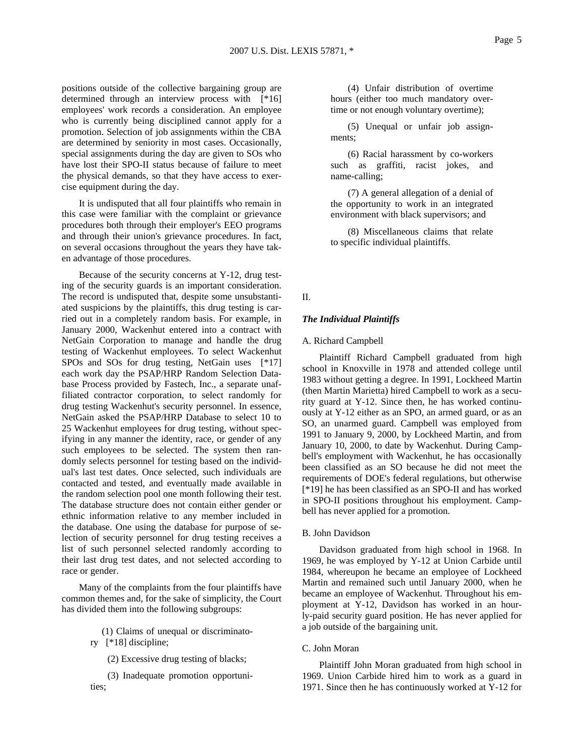positions outside of the collective bargaining group are determined through an interview process with [*16] employees' work records a consideration. An employee who is currently being disciplined cannot apply for a promotion. Selection of job assignments within the CBA are determined by seniority in most cases. Occasionally, special assignments during the day are given to SOs who have lost their SPO-II status because of failure to meet the physical demands, so that they have access to exercise equipment during the day.

It is undisputed that all four plaintiffs who remain in this case were familiar with the complaint or grievance procedures both through their employer's EEO programs and through their union's grievance procedures. In fact, on several occasions throughout the years they have taken advantage of those procedures.

Because of the security concerns at Y-12, drug testing of the security guards is an important consideration. The record is undisputed that, despite some unsubstantiated suspicions by the plaintiffs, this drug testing is carried out in a completely random basis. For example, in January 2000, Wackenhut entered into a contract with NetGain Corporation to manage and handle the drug testing of Wackenhut employees. To select Wackenhut SPOs and SOs for drug testing, NetGain uses [*17] each work day the PSAP/HRP Random Selection Database Process provided by Fastech, Inc., a separate unaffiliated contractor corporation, to select randomly for drug testing Wackenhut's security personnel. In essence, NetGain asked the PSAP/HRP Database to select 10 to 25 Wackenhut employees for drug testing, without specifying in any manner the identity, race, or gender of any such employees to be selected. The system then randomly selects personnel for testing based on the individual's last test dates. Once selected, such individuals are contacted and tested, and eventually made available in the random selection pool one month following their test. The database structure does not contain either gender or ethnic information relative to any member included in the database. One using the database for purpose of selection of security personnel for drug testing receives a list of such personnel selected randomly according to their last drug test dates, and not selected according to race or gender.

Many of the complaints from the four plaintiffs have common themes and, for the sake of simplicity, the Court has divided them into the following subgroups:

> (1) Claims of unequal or discriminatory [*18] discipline;
>
> (2) Excessive drug testing of blacks;
>
> (3) Inadequate promotion opportunities;
>
> (4) Unfair distribution of overtime hours (either too much mandatory overtime or not enough voluntary overtime);
>
> (5) Unequal or unfair job assignments;
>
> (6) Racial harassment by co-workers such as graffiti, racist jokes, and name-calling;
>
> (7) A general allegation of a denial of the opportunity to work in an integrated environment with black supervisors; and
>
> (8) Miscellaneous claims that relate to specific individual plaintiffs.

II.

## *The Individual Plaintiffs*

### A. Richard Campbell

Plaintiff Richard Campbell graduated from high school in Knoxville in 1978 and attended college until 1983 without getting a degree. In 1991, Lockheed Martin (then Martin Marietta) hired Campbell to work as a security guard at Y-12. Since then, he has worked continuously at Y-12 either as an SPO, an armed guard, or as an SO, an unarmed guard. Campbell was employed from 1991 to January 9, 2000, by Lockheed Martin, and from January 10, 2000, to date by Wackenhut. During Campbell's employment with Wackenhut, he has occasionally been classified as an SO because he did not meet the requirements of DOE's federal regulations, but otherwise [*19] he has been classified as an SPO-II and has worked in SPO-II positions throughout his employment. Campbell has never applied for a promotion.

### B. John Davidson

Davidson graduated from high school in 1968. In 1969, he was employed by Y-12 at Union Carbide until 1984, whereupon he became an employee of Lockheed Martin and remained such until January 2000, when he became an employee of Wackenhut. Throughout his employment at Y-12, Davidson has worked in an hourly-paid security guard position. He has never applied for a job outside of the bargaining unit.

### C. John Moran

Plaintiff John Moran graduated from high school in 1969. Union Carbide hired him to work as a guard in 1971. Since then he has continuously worked at Y-12 for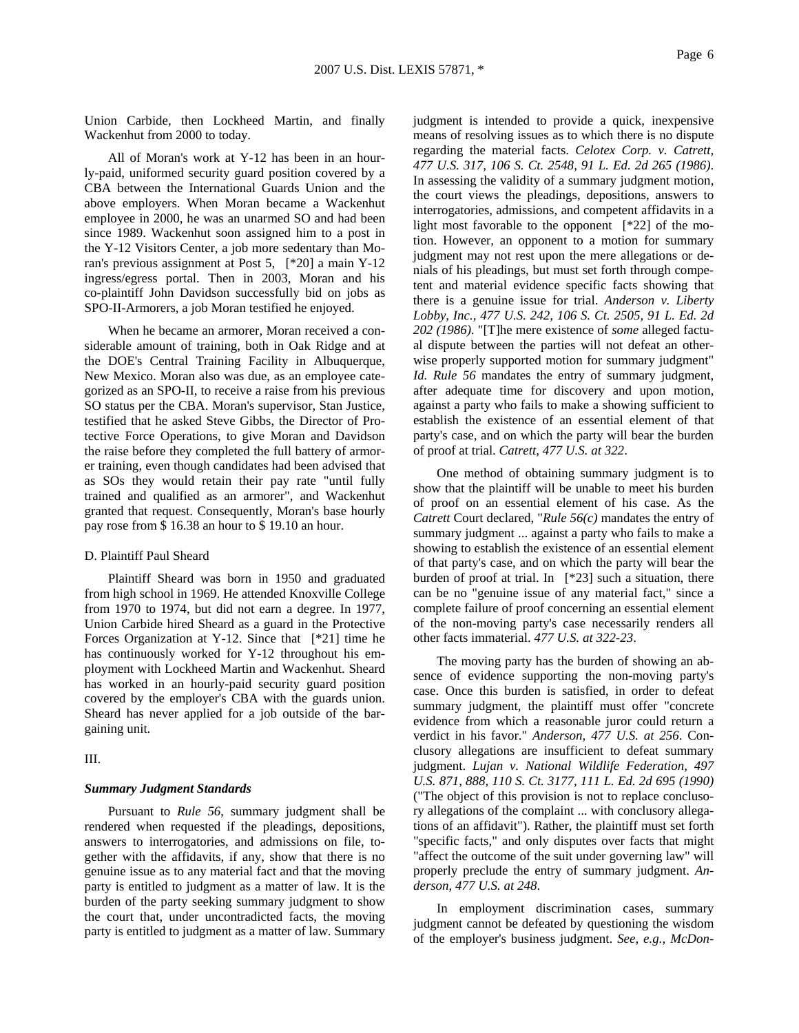Union Carbide, then Lockheed Martin, and finally Wackenhut from 2000 to today.

All of Moran's work at Y-12 has been in an hourly-paid, uniformed security guard position covered by a CBA between the International Guards Union and the above employers. When Moran became a Wackenhut employee in 2000, he was an unarmed SO and had been since 1989. Wackenhut soon assigned him to a post in the Y-12 Visitors Center, a job more sedentary than Moran's previous assignment at Post 5, [*20] a main Y-12 ingress/egress portal. Then in 2003, Moran and his co-plaintiff John Davidson successfully bid on jobs as SPO-II-Armorers, a job Moran testified he enjoyed.

When he became an armorer, Moran received a considerable amount of training, both in Oak Ridge and at the DOE's Central Training Facility in Albuquerque, New Mexico. Moran also was due, as an employee categorized as an SPO-II, to receive a raise from his previous SO status per the CBA. Moran's supervisor, Stan Justice, testified that he asked Steve Gibbs, the Director of Protective Force Operations, to give Moran and Davidson the raise before they completed the full battery of armorer training, even though candidates had been advised that as SOs they would retain their pay rate "until fully trained and qualified as an armorer", and Wackenhut granted that request. Consequently, Moran's base hourly pay rose from $ 16.38 an hour to $ 19.10 an hour.

D. Plaintiff Paul Sheard

Plaintiff Sheard was born in 1950 and graduated from high school in 1969. He attended Knoxville College from 1970 to 1974, but did not earn a degree. In 1977, Union Carbide hired Sheard as a guard in the Protective Forces Organization at Y-12. Since that [*21] time he has continuously worked for Y-12 throughout his employment with Lockheed Martin and Wackenhut. Sheard has worked in an hourly-paid security guard position covered by the employer's CBA with the guards union. Sheard has never applied for a job outside of the bargaining unit.

III.

***Summary Judgment Standards***

Pursuant to *Rule 56,* summary judgment shall be rendered when requested if the pleadings, depositions, answers to interrogatories, and admissions on file, together with the affidavits, if any, show that there is no genuine issue as to any material fact and that the moving party is entitled to judgment as a matter of law. It is the burden of the party seeking summary judgment to show the court that, under uncontradicted facts, the moving party is entitled to judgment as a matter of law. Summary judgment is intended to provide a quick, inexpensive means of resolving issues as to which there is no dispute regarding the material facts. *Celotex Corp. v. Catrett, 477 U.S. 317, 106 S. Ct. 2548, 91 L. Ed. 2d 265 (1986)*. In assessing the validity of a summary judgment motion, the court views the pleadings, depositions, answers to interrogatories, admissions, and competent affidavits in a light most favorable to the opponent [*22] of the motion. However, an opponent to a motion for summary judgment may not rest upon the mere allegations or denials of his pleadings, but must set forth through competent and material evidence specific facts showing that there is a genuine issue for trial. *Anderson v. Liberty Lobby, Inc., 477 U.S. 242, 106 S. Ct. 2505, 91 L. Ed. 2d 202 (1986)*. "[T]he mere existence of *some* alleged factual dispute between the parties will not defeat an otherwise properly supported motion for summary judgment" *Id. Rule 56* mandates the entry of summary judgment, after adequate time for discovery and upon motion, against a party who fails to make a showing sufficient to establish the existence of an essential element of that party's case, and on which the party will bear the burden of proof at trial. *Catrett, 477 U.S. at 322*.

One method of obtaining summary judgment is to show that the plaintiff will be unable to meet his burden of proof on an essential element of his case. As the *Catrett* Court declared, "*Rule 56(c)* mandates the entry of summary judgment ... against a party who fails to make a showing to establish the existence of an essential element of that party's case, and on which the party will bear the burden of proof at trial. In [*23] such a situation, there can be no "genuine issue of any material fact," since a complete failure of proof concerning an essential element of the non-moving party's case necessarily renders all other facts immaterial. *477 U.S. at 322-23*.

The moving party has the burden of showing an absence of evidence supporting the non-moving party's case. Once this burden is satisfied, in order to defeat summary judgment, the plaintiff must offer "concrete evidence from which a reasonable juror could return a verdict in his favor." *Anderson, 477 U.S. at 256*. Conclusory allegations are insufficient to defeat summary judgment. *Lujan v. National Wildlife Federation, 497 U.S. 871, 888, 110 S. Ct. 3177, 111 L. Ed. 2d 695 (1990)* ("The object of this provision is not to replace conclusory allegations of the complaint ... with conclusory allegations of an affidavit"). Rather, the plaintiff must set forth "specific facts," and only disputes over facts that might "affect the outcome of the suit under governing law" will properly preclude the entry of summary judgment. *Anderson, 477 U.S. at 248*.

In employment discrimination cases, summary judgment cannot be defeated by questioning the wisdom of the employer's business judgment. *See, e.g., McDon-*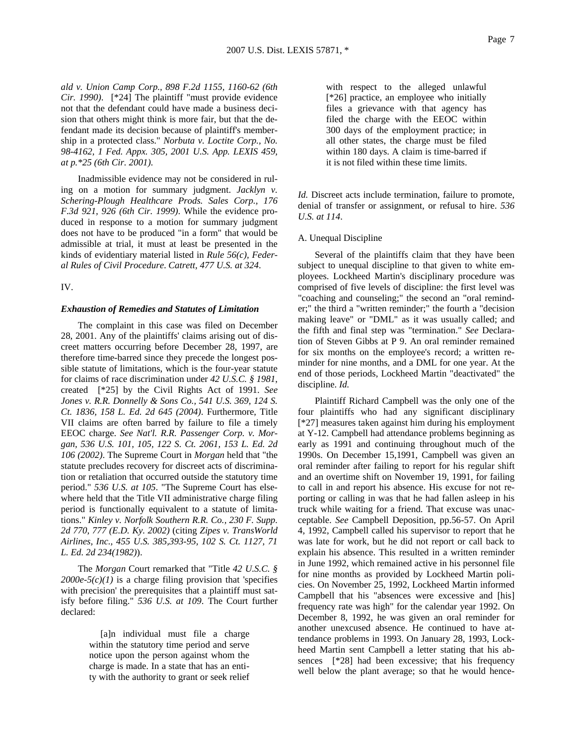*ald v. Union Camp Corp., 898 F.2d 1155, 1160-62 (6th Cir. 1990)*. [*24] The plaintiff "must provide evidence not that the defendant could have made a business decision that others might think is more fair, but that the defendant made its decision because of plaintiff's membership in a protected class." *Norbuta v. Loctite Corp., No. 98-4162, 1 Fed. Appx. 305, 2001 U.S. App. LEXIS 459, at p.*25 (6th Cir. 2001)*.

Inadmissible evidence may not be considered in ruling on a motion for summary judgment. *Jacklyn v. Schering-Plough Healthcare Prods. Sales Corp., 176 F.3d 921, 926 (6th Cir. 1999)*. While the evidence produced in response to a motion for summary judgment does not have to be produced "in a form" that would be admissible at trial, it must at least be presented in the kinds of evidentiary material listed in *Rule 56(c), Federal Rules of Civil Procedure*. *Catrett, 477 U.S. at 324*.

IV.

***Exhaustion of Remedies and Statutes of Limitation***

The complaint in this case was filed on December 28, 2001. Any of the plaintiffs' claims arising out of discreet matters occurring before December 28, 1997, are therefore time-barred since they precede the longest possible statute of limitations, which is the four-year statute for claims of race discrimination under *42 U.S.C. § 1981*, created [*25] by the Civil Rights Act of 1991. *See Jones v. R.R. Donnelly & Sons Co., 541 U.S. 369, 124 S. Ct. 1836, 158 L. Ed. 2d 645 (2004)*. Furthermore, Title VII claims are often barred by failure to file a timely EEOC charge. *See Nat'l. R.R. Passenger Corp. v. Morgan, 536 U.S. 101, 105, 122 S. Ct. 2061, 153 L. Ed. 2d 106 (2002)*. The Supreme Court in *Morgan* held that "the statute precludes recovery for discreet acts of discrimination or retaliation that occurred outside the statutory time period." *536 U.S. at 105*. "The Supreme Court has elsewhere held that the Title VII administrative charge filing period is functionally equivalent to a statute of limitations." *Kinley v. Norfolk Southern R.R. Co., 230 F. Supp. 2d 770, 777 (E.D. Ky. 2002)* (citing *Zipes v. TransWorld Airlines, Inc., 455 U.S. 385,393-95, 102 S. Ct. 1127, 71 L. Ed. 2d 234(1982)*).

The *Morgan* Court remarked that "Title *42 U.S.C. § 2000e-5(c)(1)* is a charge filing provision that 'specifies with precision' the prerequisites that a plaintiff must satisfy before filing." *536 U.S. at 109*. The Court further declared:

> [a]n individual must file a charge within the statutory time period and serve notice upon the person against whom the charge is made. In a state that has an entity with the authority to grant or seek relief with respect to the alleged unlawful [*26] practice, an employee who initially files a grievance with that agency has filed the charge with the EEOC within 300 days of the employment practice; in all other states, the charge must be filed within 180 days. A claim is time-barred if it is not filed within these time limits.

*Id.* Discreet acts include termination, failure to promote, denial of transfer or assignment, or refusal to hire. *536 U.S. at 114*.

A. Unequal Discipline

Several of the plaintiffs claim that they have been subject to unequal discipline to that given to white employees. Lockheed Martin's disciplinary procedure was comprised of five levels of discipline: the first level was "coaching and counseling;" the second an "oral reminder;" the third a "written reminder;" the fourth a "decision making leave" or "DML" as it was usually called; and the fifth and final step was "termination." *See* Declaration of Steven Gibbs at P 9. An oral reminder remained for six months on the employee's record; a written reminder for nine months, and a DML for one year. At the end of those periods, Lockheed Martin "deactivated" the discipline. *Id.*

Plaintiff Richard Campbell was the only one of the four plaintiffs who had any significant disciplinary [*27] measures taken against him during his employment at Y-12. Campbell had attendance problems beginning as early as 1991 and continuing throughout much of the 1990s. On December 15,1991, Campbell was given an oral reminder after failing to report for his regular shift and an overtime shift on November 19, 1991, for failing to call in and report his absence. His excuse for not reporting or calling in was that he had fallen asleep in his truck while waiting for a friend. That excuse was unacceptable. *See* Campbell Deposition, pp.56-57. On April 4, 1992, Campbell called his supervisor to report that he was late for work, but he did not report or call back to explain his absence. This resulted in a written reminder in June 1992, which remained active in his personnel file for nine months as provided by Lockheed Martin policies. On November 25, 1992, Lockheed Martin informed Campbell that his "absences were excessive and [his] frequency rate was high" for the calendar year 1992. On December 8, 1992, he was given an oral reminder for another unexcused absence. He continued to have attendance problems in 1993. On January 28, 1993, Lockheed Martin sent Campbell a letter stating that his absences [*28] had been excessive; that his frequency well below the plant average; so that he would hence-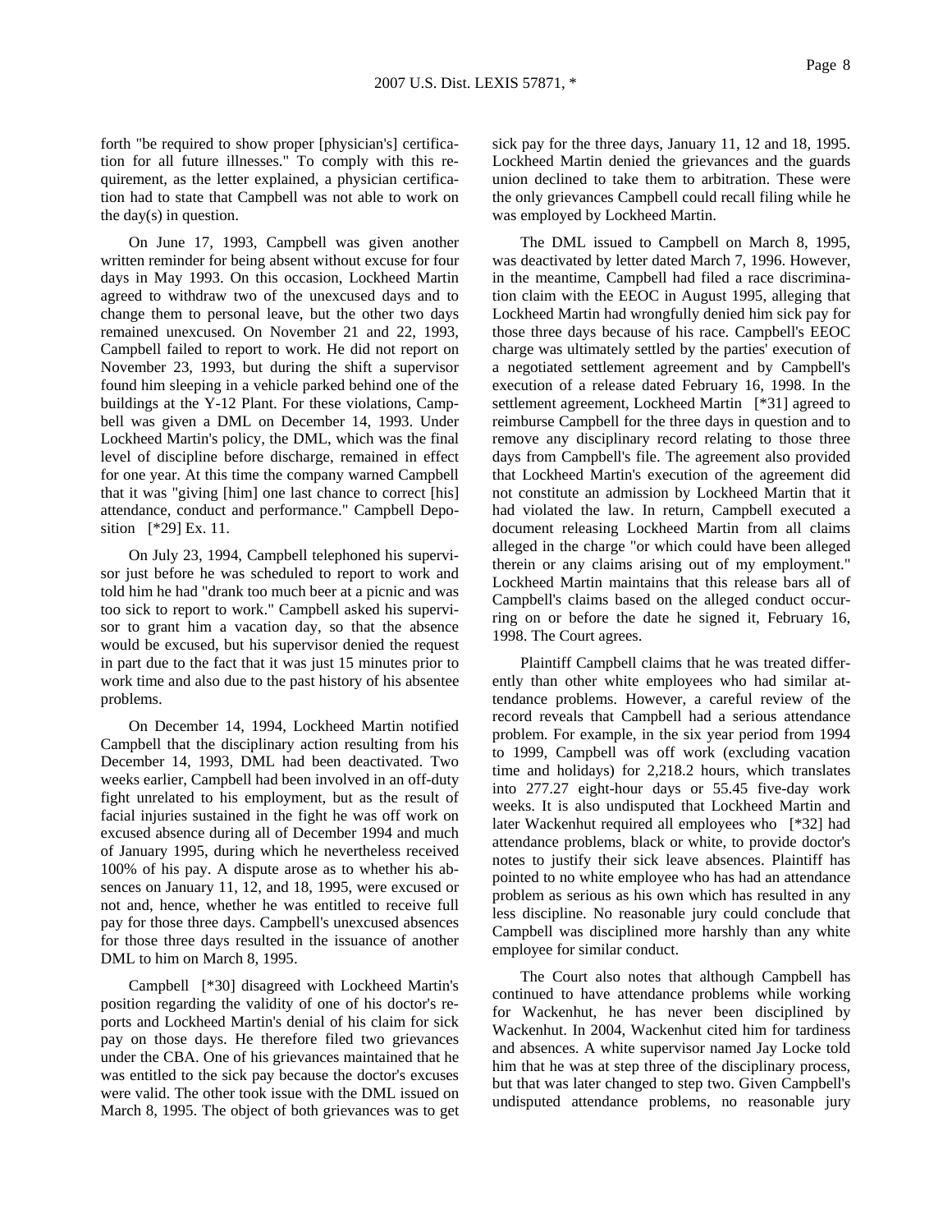forth "be required to show proper [physician's] certification for all future illnesses." To comply with this requirement, as the letter explained, a physician certification had to state that Campbell was not able to work on the day(s) in question.

On June 17, 1993, Campbell was given another written reminder for being absent without excuse for four days in May 1993. On this occasion, Lockheed Martin agreed to withdraw two of the unexcused days and to change them to personal leave, but the other two days remained unexcused. On November 21 and 22, 1993, Campbell failed to report to work. He did not report on November 23, 1993, but during the shift a supervisor found him sleeping in a vehicle parked behind one of the buildings at the Y-12 Plant. For these violations, Campbell was given a DML on December 14, 1993. Under Lockheed Martin's policy, the DML, which was the final level of discipline before discharge, remained in effect for one year. At this time the company warned Campbell that it was "giving [him] one last chance to correct [his] attendance, conduct and performance." Campbell Deposition [*29] Ex. 11.

On July 23, 1994, Campbell telephoned his supervisor just before he was scheduled to report to work and told him he had "drank too much beer at a picnic and was too sick to report to work." Campbell asked his supervisor to grant him a vacation day, so that the absence would be excused, but his supervisor denied the request in part due to the fact that it was just 15 minutes prior to work time and also due to the past history of his absentee problems.

On December 14, 1994, Lockheed Martin notified Campbell that the disciplinary action resulting from his December 14, 1993, DML had been deactivated. Two weeks earlier, Campbell had been involved in an off-duty fight unrelated to his employment, but as the result of facial injuries sustained in the fight he was off work on excused absence during all of December 1994 and much of January 1995, during which he nevertheless received 100% of his pay. A dispute arose as to whether his absences on January 11, 12, and 18, 1995, were excused or not and, hence, whether he was entitled to receive full pay for those three days. Campbell's unexcused absences for those three days resulted in the issuance of another DML to him on March 8, 1995.

Campbell [*30] disagreed with Lockheed Martin's position regarding the validity of one of his doctor's reports and Lockheed Martin's denial of his claim for sick pay on those days. He therefore filed two grievances under the CBA. One of his grievances maintained that he was entitled to the sick pay because the doctor's excuses were valid. The other took issue with the DML issued on March 8, 1995. The object of both grievances was to get sick pay for the three days, January 11, 12 and 18, 1995. Lockheed Martin denied the grievances and the guards union declined to take them to arbitration. These were the only grievances Campbell could recall filing while he was employed by Lockheed Martin.

The DML issued to Campbell on March 8, 1995, was deactivated by letter dated March 7, 1996. However, in the meantime, Campbell had filed a race discrimination claim with the EEOC in August 1995, alleging that Lockheed Martin had wrongfully denied him sick pay for those three days because of his race. Campbell's EEOC charge was ultimately settled by the parties' execution of a negotiated settlement agreement and by Campbell's execution of a release dated February 16, 1998. In the settlement agreement, Lockheed Martin [*31] agreed to reimburse Campbell for the three days in question and to remove any disciplinary record relating to those three days from Campbell's file. The agreement also provided that Lockheed Martin's execution of the agreement did not constitute an admission by Lockheed Martin that it had violated the law. In return, Campbell executed a document releasing Lockheed Martin from all claims alleged in the charge "or which could have been alleged therein or any claims arising out of my employment." Lockheed Martin maintains that this release bars all of Campbell's claims based on the alleged conduct occurring on or before the date he signed it, February 16, 1998. The Court agrees.

Plaintiff Campbell claims that he was treated differently than other white employees who had similar attendance problems. However, a careful review of the record reveals that Campbell had a serious attendance problem. For example, in the six year period from 1994 to 1999, Campbell was off work (excluding vacation time and holidays) for 2,218.2 hours, which translates into 277.27 eight-hour days or 55.45 five-day work weeks. It is also undisputed that Lockheed Martin and later Wackenhut required all employees who [*32] had attendance problems, black or white, to provide doctor's notes to justify their sick leave absences. Plaintiff has pointed to no white employee who has had an attendance problem as serious as his own which has resulted in any less discipline. No reasonable jury could conclude that Campbell was disciplined more harshly than any white employee for similar conduct.

The Court also notes that although Campbell has continued to have attendance problems while working for Wackenhut, he has never been disciplined by Wackenhut. In 2004, Wackenhut cited him for tardiness and absences. A white supervisor named Jay Locke told him that he was at step three of the disciplinary process, but that was later changed to step two. Given Campbell's undisputed attendance problems, no reasonable jury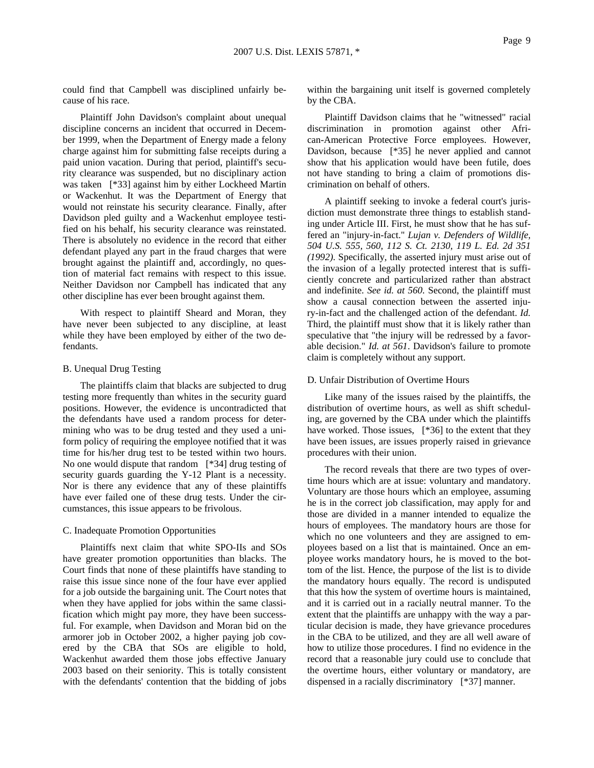could find that Campbell was disciplined unfairly because of his race.

Plaintiff John Davidson's complaint about unequal discipline concerns an incident that occurred in December 1999, when the Department of Energy made a felony charge against him for submitting false receipts during a paid union vacation. During that period, plaintiff's security clearance was suspended, but no disciplinary action was taken [*33] against him by either Lockheed Martin or Wackenhut. It was the Department of Energy that would not reinstate his security clearance. Finally, after Davidson pled guilty and a Wackenhut employee testified on his behalf, his security clearance was reinstated. There is absolutely no evidence in the record that either defendant played any part in the fraud charges that were brought against the plaintiff and, accordingly, no question of material fact remains with respect to this issue. Neither Davidson nor Campbell has indicated that any other discipline has ever been brought against them.

With respect to plaintiff Sheard and Moran, they have never been subjected to any discipline, at least while they have been employed by either of the two defendants.

B. Unequal Drug Testing

The plaintiffs claim that blacks are subjected to drug testing more frequently than whites in the security guard positions. However, the evidence is uncontradicted that the defendants have used a random process for determining who was to be drug tested and they used a uniform policy of requiring the employee notified that it was time for his/her drug test to be tested within two hours. No one would dispute that random [*34] drug testing of security guards guarding the Y-12 Plant is a necessity. Nor is there any evidence that any of these plaintiffs have ever failed one of these drug tests. Under the circumstances, this issue appears to be frivolous.

C. Inadequate Promotion Opportunities

Plaintiffs next claim that white SPO-IIs and SOs have greater promotion opportunities than blacks. The Court finds that none of these plaintiffs have standing to raise this issue since none of the four have ever applied for a job outside the bargaining unit. The Court notes that when they have applied for jobs within the same classification which might pay more, they have been successful. For example, when Davidson and Moran bid on the armorer job in October 2002, a higher paying job covered by the CBA that SOs are eligible to hold, Wackenhut awarded them those jobs effective January 2003 based on their seniority. This is totally consistent with the defendants' contention that the bidding of jobs within the bargaining unit itself is governed completely by the CBA.

Plaintiff Davidson claims that he "witnessed" racial discrimination in promotion against other African-American Protective Force employees. However, Davidson, because [*35] he never applied and cannot show that his application would have been futile, does not have standing to bring a claim of promotions discrimination on behalf of others.

A plaintiff seeking to invoke a federal court's jurisdiction must demonstrate three things to establish standing under Article III. First, he must show that he has suffered an "injury-in-fact." *Lujan v. Defenders of Wildlife, 504 U.S. 555, 560, 112 S. Ct. 2130, 119 L. Ed. 2d 351 (1992)*. Specifically, the asserted injury must arise out of the invasion of a legally protected interest that is sufficiently concrete and particularized rather than abstract and indefinite. *See id. at 560*. Second, the plaintiff must show a causal connection between the asserted injury-in-fact and the challenged action of the defendant. *Id.* Third, the plaintiff must show that it is likely rather than speculative that "the injury will be redressed by a favorable decision." *Id. at 561*. Davidson's failure to promote claim is completely without any support.

D. Unfair Distribution of Overtime Hours

Like many of the issues raised by the plaintiffs, the distribution of overtime hours, as well as shift scheduling, are governed by the CBA under which the plaintiffs have worked. Those issues, [*36] to the extent that they have been issues, are issues properly raised in grievance procedures with their union.

The record reveals that there are two types of overtime hours which are at issue: voluntary and mandatory. Voluntary are those hours which an employee, assuming he is in the correct job classification, may apply for and those are divided in a manner intended to equalize the hours of employees. The mandatory hours are those for which no one volunteers and they are assigned to employees based on a list that is maintained. Once an employee works mandatory hours, he is moved to the bottom of the list. Hence, the purpose of the list is to divide the mandatory hours equally. The record is undisputed that this how the system of overtime hours is maintained, and it is carried out in a racially neutral manner. To the extent that the plaintiffs are unhappy with the way a particular decision is made, they have grievance procedures in the CBA to be utilized, and they are all well aware of how to utilize those procedures. I find no evidence in the record that a reasonable jury could use to conclude that the overtime hours, either voluntary or mandatory, are dispensed in a racially discriminatory [*37] manner.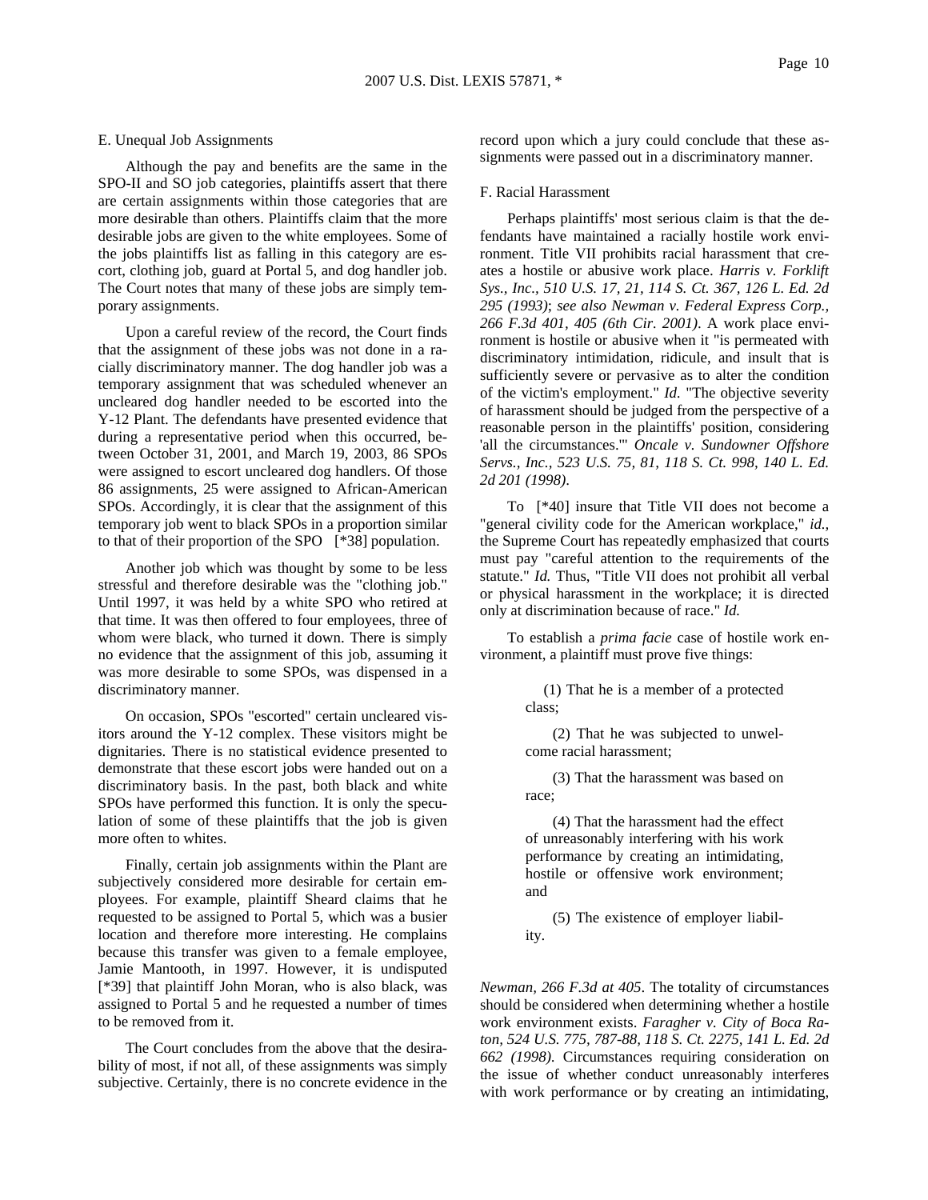E. Unequal Job Assignments

Although the pay and benefits are the same in the SPO-II and SO job categories, plaintiffs assert that there are certain assignments within those categories that are more desirable than others. Plaintiffs claim that the more desirable jobs are given to the white employees. Some of the jobs plaintiffs list as falling in this category are escort, clothing job, guard at Portal 5, and dog handler job. The Court notes that many of these jobs are simply temporary assignments.

Upon a careful review of the record, the Court finds that the assignment of these jobs was not done in a racially discriminatory manner. The dog handler job was a temporary assignment that was scheduled whenever an uncleared dog handler needed to be escorted into the Y-12 Plant. The defendants have presented evidence that during a representative period when this occurred, between October 31, 2001, and March 19, 2003, 86 SPOs were assigned to escort uncleared dog handlers. Of those 86 assignments, 25 were assigned to African-American SPOs. Accordingly, it is clear that the assignment of this temporary job went to black SPOs in a proportion similar to that of their proportion of the SPO [*38] population.

Another job which was thought by some to be less stressful and therefore desirable was the "clothing job." Until 1997, it was held by a white SPO who retired at that time. It was then offered to four employees, three of whom were black, who turned it down. There is simply no evidence that the assignment of this job, assuming it was more desirable to some SPOs, was dispensed in a discriminatory manner.

On occasion, SPOs "escorted" certain uncleared visitors around the Y-12 complex. These visitors might be dignitaries. There is no statistical evidence presented to demonstrate that these escort jobs were handed out on a discriminatory basis. In the past, both black and white SPOs have performed this function. It is only the speculation of some of these plaintiffs that the job is given more often to whites.

Finally, certain job assignments within the Plant are subjectively considered more desirable for certain employees. For example, plaintiff Sheard claims that he requested to be assigned to Portal 5, which was a busier location and therefore more interesting. He complains because this transfer was given to a female employee, Jamie Mantooth, in 1997. However, it is undisputed [*39] that plaintiff John Moran, who is also black, was assigned to Portal 5 and he requested a number of times to be removed from it.

The Court concludes from the above that the desirability of most, if not all, of these assignments was simply subjective. Certainly, there is no concrete evidence in the record upon which a jury could conclude that these assignments were passed out in a discriminatory manner.

F. Racial Harassment

Perhaps plaintiffs' most serious claim is that the defendants have maintained a racially hostile work environment. Title VII prohibits racial harassment that creates a hostile or abusive work place. *Harris v. Forklift Sys., Inc., 510 U.S. 17, 21, 114 S. Ct. 367, 126 L. Ed. 2d 295 (1993)*; *see also Newman v. Federal Express Corp., 266 F.3d 401, 405 (6th Cir. 2001)*. A work place environment is hostile or abusive when it "is permeated with discriminatory intimidation, ridicule, and insult that is sufficiently severe or pervasive as to alter the condition of the victim's employment." *Id.* "The objective severity of harassment should be judged from the perspective of a reasonable person in the plaintiffs' position, considering 'all the circumstances.'" *Oncale v. Sundowner Offshore Servs., Inc., 523 U.S. 75, 81, 118 S. Ct. 998, 140 L. Ed. 2d 201 (1998)*.

To [*40] insure that Title VII does not become a "general civility code for the American workplace," *id.*, the Supreme Court has repeatedly emphasized that courts must pay "careful attention to the requirements of the statute." *Id.* Thus, "Title VII does not prohibit all verbal or physical harassment in the workplace; it is directed only at discrimination because of race." *Id.*

To establish a *prima facie* case of hostile work environment, a plaintiff must prove five things:

> (1) That he is a member of a protected class;
>
> (2) That he was subjected to unwelcome racial harassment;
>
> (3) That the harassment was based on race;
>
> (4) That the harassment had the effect of unreasonably interfering with his work performance by creating an intimidating, hostile or offensive work environment; and
>
> (5) The existence of employer liability.

*Newman, 266 F.3d at 405*. The totality of circumstances should be considered when determining whether a hostile work environment exists. *Faragher v. City of Boca Raton, 524 U.S. 775, 787-88, 118 S. Ct. 2275, 141 L. Ed. 2d 662 (1998)*. Circumstances requiring consideration on the issue of whether conduct unreasonably interferes with work performance or by creating an intimidating,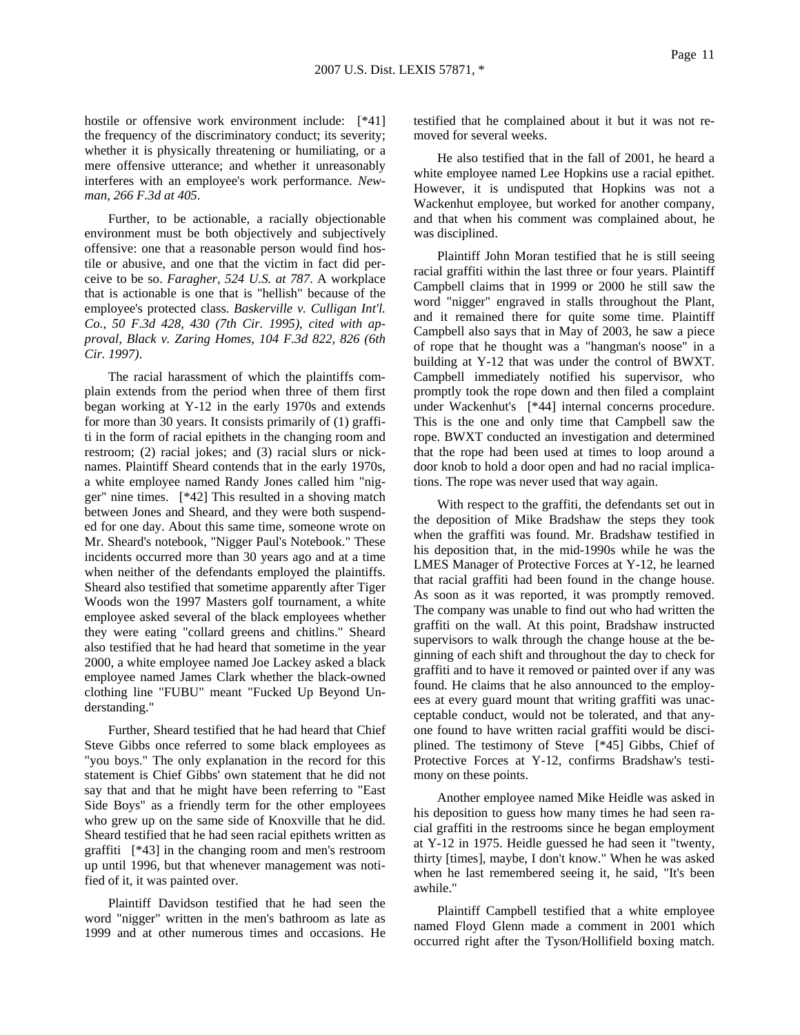hostile or offensive work environment include: [*41] the frequency of the discriminatory conduct; its severity; whether it is physically threatening or humiliating, or a mere offensive utterance; and whether it unreasonably interferes with an employee's work performance. *Newman, 266 F.3d at 405*.

Further, to be actionable, a racially objectionable environment must be both objectively and subjectively offensive: one that a reasonable person would find hostile or abusive, and one that the victim in fact did perceive to be so. *Faragher, 524 U.S. at 787*. A workplace that is actionable is one that is "hellish" because of the employee's protected class. *Baskerville v. Culligan Int'l. Co., 50 F.3d 428, 430 (7th Cir. 1995), cited with approval, Black v. Zaring Homes, 104 F.3d 822, 826 (6th Cir. 1997)*.

The racial harassment of which the plaintiffs complain extends from the period when three of them first began working at Y-12 in the early 1970s and extends for more than 30 years. It consists primarily of (1) graffiti in the form of racial epithets in the changing room and restroom; (2) racial jokes; and (3) racial slurs or nicknames. Plaintiff Sheard contends that in the early 1970s, a white employee named Randy Jones called him "nigger" nine times. [*42] This resulted in a shoving match between Jones and Sheard, and they were both suspended for one day. About this same time, someone wrote on Mr. Sheard's notebook, "Nigger Paul's Notebook." These incidents occurred more than 30 years ago and at a time when neither of the defendants employed the plaintiffs. Sheard also testified that sometime apparently after Tiger Woods won the 1997 Masters golf tournament, a white employee asked several of the black employees whether they were eating "collard greens and chitlins." Sheard also testified that he had heard that sometime in the year 2000, a white employee named Joe Lackey asked a black employee named James Clark whether the black-owned clothing line "FUBU" meant "Fucked Up Beyond Understanding."

Further, Sheard testified that he had heard that Chief Steve Gibbs once referred to some black employees as "you boys." The only explanation in the record for this statement is Chief Gibbs' own statement that he did not say that and that he might have been referring to "East Side Boys" as a friendly term for the other employees who grew up on the same side of Knoxville that he did. Sheard testified that he had seen racial epithets written as graffiti [*43] in the changing room and men's restroom up until 1996, but that whenever management was notified of it, it was painted over.

Plaintiff Davidson testified that he had seen the word "nigger" written in the men's bathroom as late as 1999 and at other numerous times and occasions. He testified that he complained about it but it was not removed for several weeks.

He also testified that in the fall of 2001, he heard a white employee named Lee Hopkins use a racial epithet. However, it is undisputed that Hopkins was not a Wackenhut employee, but worked for another company, and that when his comment was complained about, he was disciplined.

Plaintiff John Moran testified that he is still seeing racial graffiti within the last three or four years. Plaintiff Campbell claims that in 1999 or 2000 he still saw the word "nigger" engraved in stalls throughout the Plant, and it remained there for quite some time. Plaintiff Campbell also says that in May of 2003, he saw a piece of rope that he thought was a "hangman's noose" in a building at Y-12 that was under the control of BWXT. Campbell immediately notified his supervisor, who promptly took the rope down and then filed a complaint under Wackenhut's [*44] internal concerns procedure. This is the one and only time that Campbell saw the rope. BWXT conducted an investigation and determined that the rope had been used at times to loop around a door knob to hold a door open and had no racial implications. The rope was never used that way again.

With respect to the graffiti, the defendants set out in the deposition of Mike Bradshaw the steps they took when the graffiti was found. Mr. Bradshaw testified in his deposition that, in the mid-1990s while he was the LMES Manager of Protective Forces at Y-12, he learned that racial graffiti had been found in the change house. As soon as it was reported, it was promptly removed. The company was unable to find out who had written the graffiti on the wall. At this point, Bradshaw instructed supervisors to walk through the change house at the beginning of each shift and throughout the day to check for graffiti and to have it removed or painted over if any was found. He claims that he also announced to the employees at every guard mount that writing graffiti was unacceptable conduct, would not be tolerated, and that anyone found to have written racial graffiti would be disciplined. The testimony of Steve [*45] Gibbs, Chief of Protective Forces at Y-12, confirms Bradshaw's testimony on these points.

Another employee named Mike Heidle was asked in his deposition to guess how many times he had seen racial graffiti in the restrooms since he began employment at Y-12 in 1975. Heidle guessed he had seen it "twenty, thirty [times], maybe, I don't know." When he was asked when he last remembered seeing it, he said, "It's been awhile."

Plaintiff Campbell testified that a white employee named Floyd Glenn made a comment in 2001 which occurred right after the Tyson/Hollifield boxing match.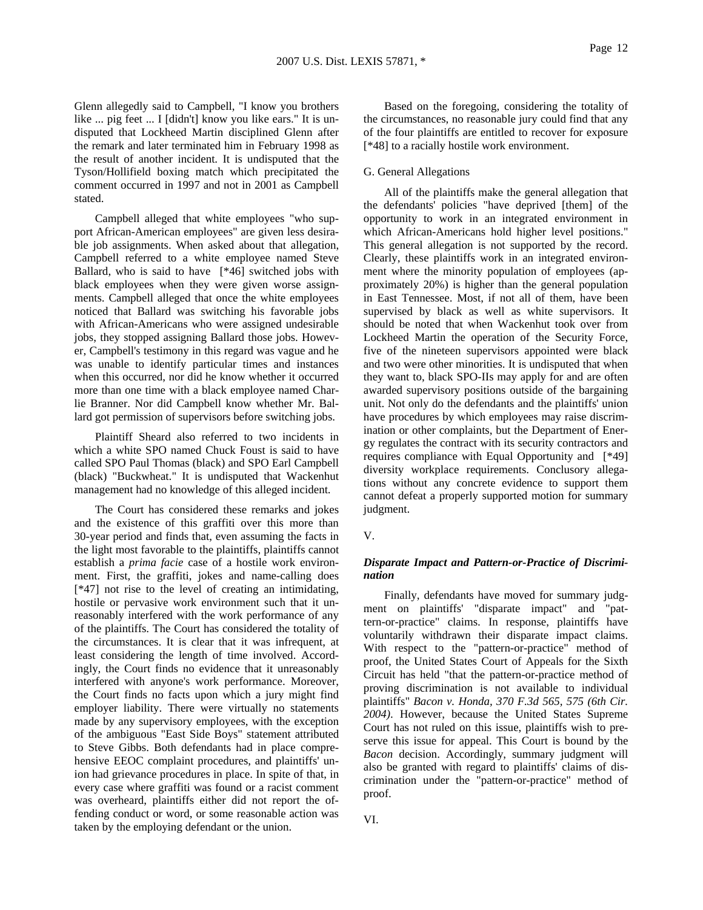Glenn allegedly said to Campbell, "I know you brothers like ... pig feet ... I [didn't] know you like ears." It is undisputed that Lockheed Martin disciplined Glenn after the remark and later terminated him in February 1998 as the result of another incident. It is undisputed that the Tyson/Hollifield boxing match which precipitated the comment occurred in 1997 and not in 2001 as Campbell stated.

Campbell alleged that white employees "who support African-American employees" are given less desirable job assignments. When asked about that allegation, Campbell referred to a white employee named Steve Ballard, who is said to have [*46] switched jobs with black employees when they were given worse assignments. Campbell alleged that once the white employees noticed that Ballard was switching his favorable jobs with African-Americans who were assigned undesirable jobs, they stopped assigning Ballard those jobs. However, Campbell's testimony in this regard was vague and he was unable to identify particular times and instances when this occurred, nor did he know whether it occurred more than one time with a black employee named Charlie Branner. Nor did Campbell know whether Mr. Ballard got permission of supervisors before switching jobs.

Plaintiff Sheard also referred to two incidents in which a white SPO named Chuck Foust is said to have called SPO Paul Thomas (black) and SPO Earl Campbell (black) "Buckwheat." It is undisputed that Wackenhut management had no knowledge of this alleged incident.

The Court has considered these remarks and jokes and the existence of this graffiti over this more than 30-year period and finds that, even assuming the facts in the light most favorable to the plaintiffs, plaintiffs cannot establish a *prima facie* case of a hostile work environment. First, the graffiti, jokes and name-calling does [*47] not rise to the level of creating an intimidating, hostile or pervasive work environment such that it unreasonably interfered with the work performance of any of the plaintiffs. The Court has considered the totality of the circumstances. It is clear that it was infrequent, at least considering the length of time involved. Accordingly, the Court finds no evidence that it unreasonably interfered with anyone's work performance. Moreover, the Court finds no facts upon which a jury might find employer liability. There were virtually no statements made by any supervisory employees, with the exception of the ambiguous "East Side Boys" statement attributed to Steve Gibbs. Both defendants had in place comprehensive EEOC complaint procedures, and plaintiffs' union had grievance procedures in place. In spite of that, in every case where graffiti was found or a racist comment was overheard, plaintiffs either did not report the offending conduct or word, or some reasonable action was taken by the employing defendant or the union.

Based on the foregoing, considering the totality of the circumstances, no reasonable jury could find that any of the four plaintiffs are entitled to recover for exposure [*48] to a racially hostile work environment.

G. General Allegations

All of the plaintiffs make the general allegation that the defendants' policies "have deprived [them] of the opportunity to work in an integrated environment in which African-Americans hold higher level positions." This general allegation is not supported by the record. Clearly, these plaintiffs work in an integrated environment where the minority population of employees (approximately 20%) is higher than the general population in East Tennessee. Most, if not all of them, have been supervised by black as well as white supervisors. It should be noted that when Wackenhut took over from Lockheed Martin the operation of the Security Force, five of the nineteen supervisors appointed were black and two were other minorities. It is undisputed that when they want to, black SPO-IIs may apply for and are often awarded supervisory positions outside of the bargaining unit. Not only do the defendants and the plaintiffs' union have procedures by which employees may raise discrimination or other complaints, but the Department of Energy regulates the contract with its security contractors and requires compliance with Equal Opportunity and [*49] diversity workplace requirements. Conclusory allegations without any concrete evidence to support them cannot defeat a properly supported motion for summary judgment.

V.

***Disparate Impact and Pattern-or-Practice of Discrimination***

Finally, defendants have moved for summary judgment on plaintiffs' "disparate impact" and "pattern-or-practice" claims. In response, plaintiffs have voluntarily withdrawn their disparate impact claims. With respect to the "pattern-or-practice" method of proof, the United States Court of Appeals for the Sixth Circuit has held "that the pattern-or-practice method of proving discrimination is not available to individual plaintiffs" *Bacon v. Honda, 370 F.3d 565, 575 (6th Cir. 2004)*. However, because the United States Supreme Court has not ruled on this issue, plaintiffs wish to preserve this issue for appeal. This Court is bound by the *Bacon* decision. Accordingly, summary judgment will also be granted with regard to plaintiffs' claims of discrimination under the "pattern-or-practice" method of proof.

VI.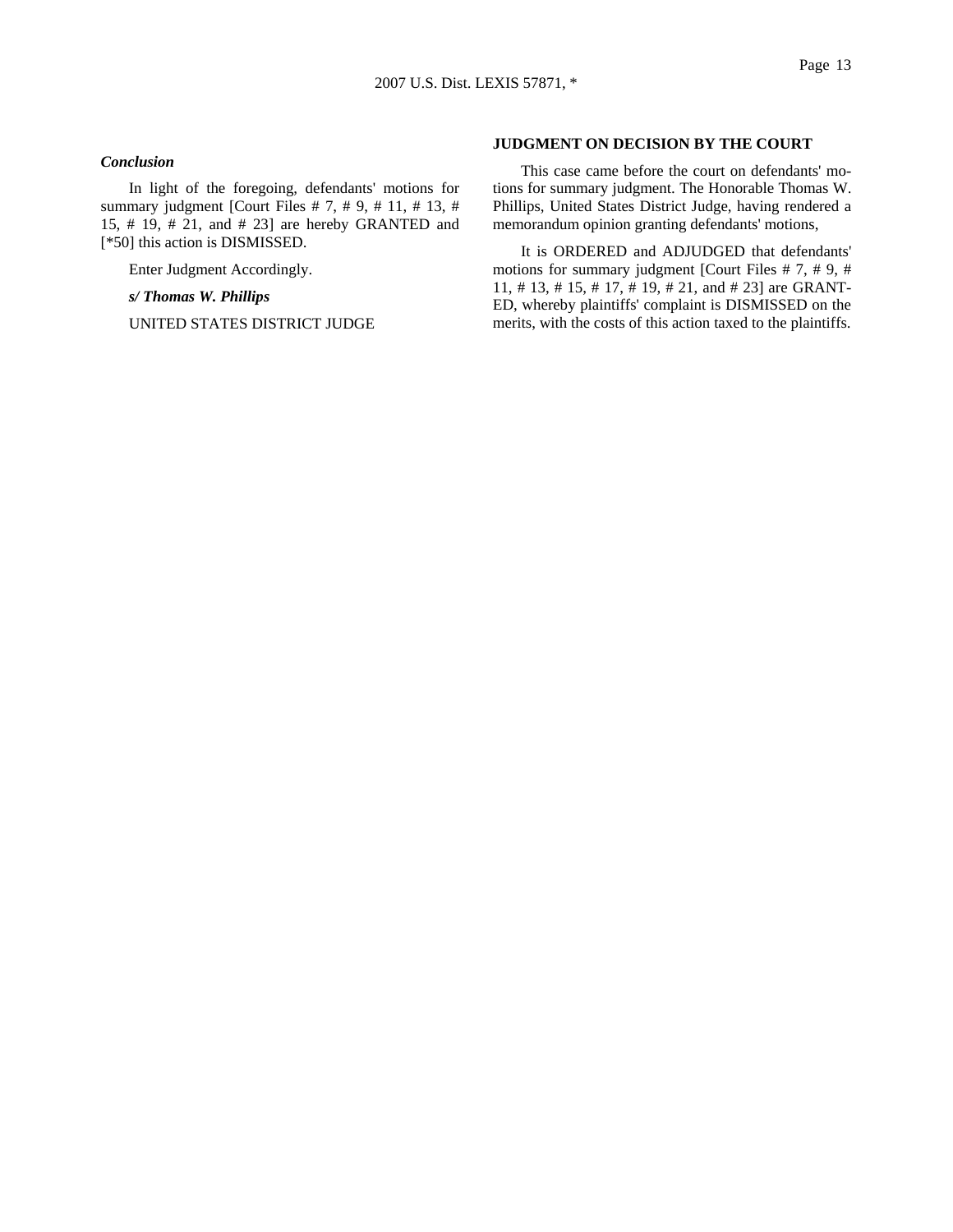### *Conclusion*

In light of the foregoing, defendants' motions for summary judgment [Court Files # 7, # 9, # 11, # 13, # 15, # 19, # 21, and # 23] are hereby GRANTED and [*50] this action is DISMISSED.

Enter Judgment Accordingly.

***s/ Thomas W. Phillips***

UNITED STATES DISTRICT JUDGE

**JUDGMENT ON DECISION BY THE COURT**

This case came before the court on defendants' motions for summary judgment. The Honorable Thomas W. Phillips, United States District Judge, having rendered a memorandum opinion granting defendants' motions,

It is ORDERED and ADJUDGED that defendants' motions for summary judgment [Court Files # 7, # 9, # 11, # 13, # 15, # 17, # 19, # 21, and # 23] are GRANTED, whereby plaintiffs' complaint is DISMISSED on the merits, with the costs of this action taxed to the plaintiffs.